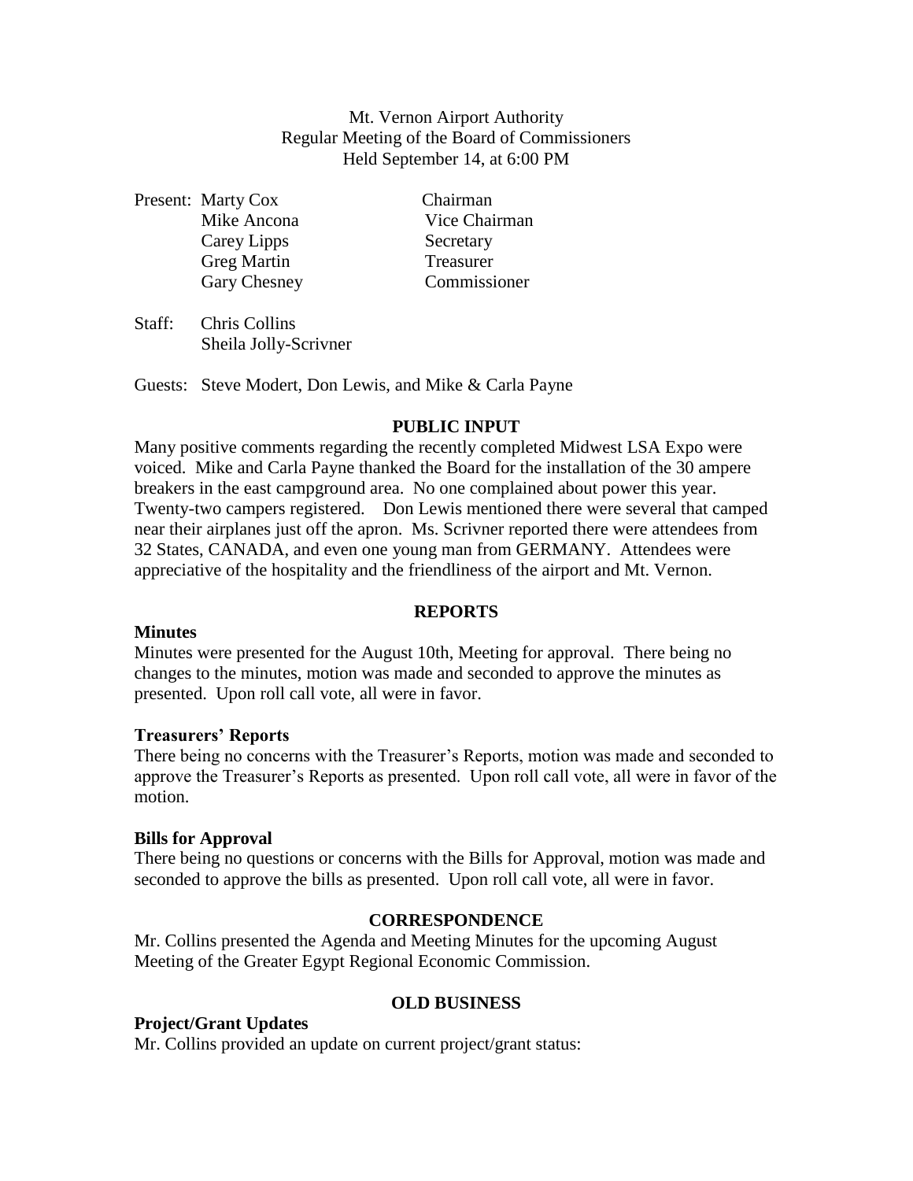Mt. Vernon Airport Authority
Regular Meeting of the Board of Commissioners
Held September 14, at 6:00 PM

| Present: | | |
|---|---|---|
| | Marty Cox | Chairman |
| | Mike Ancona | Vice Chairman |
| | Carey Lipps | Secretary |
| | Greg Martin | Treasurer |
| | Gary Chesney | Commissioner |

Staff: Chris Collins
Sheila Jolly-Scrivner

Guests: Steve Modert, Don Lewis, and Mike & Carla Payne

## PUBLIC INPUT

Many positive comments regarding the recently completed Midwest LSA Expo were voiced. Mike and Carla Payne thanked the Board for the installation of the 30 ampere breakers in the east campground area. No one complained about power this year. Twenty-two campers registered. Don Lewis mentioned there were several that camped near their airplanes just off the apron. Ms. Scrivner reported there were attendees from 32 States, CANADA, and even one young man from GERMANY. Attendees were appreciative of the hospitality and the friendliness of the airport and Mt. Vernon.

## REPORTS

### Minutes

Minutes were presented for the August 10th, Meeting for approval. There being no changes to the minutes, motion was made and seconded to approve the minutes as presented. Upon roll call vote, all were in favor.

### Treasurers' Reports

There being no concerns with the Treasurer's Reports, motion was made and seconded to approve the Treasurer's Reports as presented. Upon roll call vote, all were in favor of the motion.

### Bills for Approval

There being no questions or concerns with the Bills for Approval, motion was made and seconded to approve the bills as presented. Upon roll call vote, all were in favor.

## CORRESPONDENCE

Mr. Collins presented the Agenda and Meeting Minutes for the upcoming August Meeting of the Greater Egypt Regional Economic Commission.

## OLD BUSINESS

### Project/Grant Updates

Mr. Collins provided an update on current project/grant status: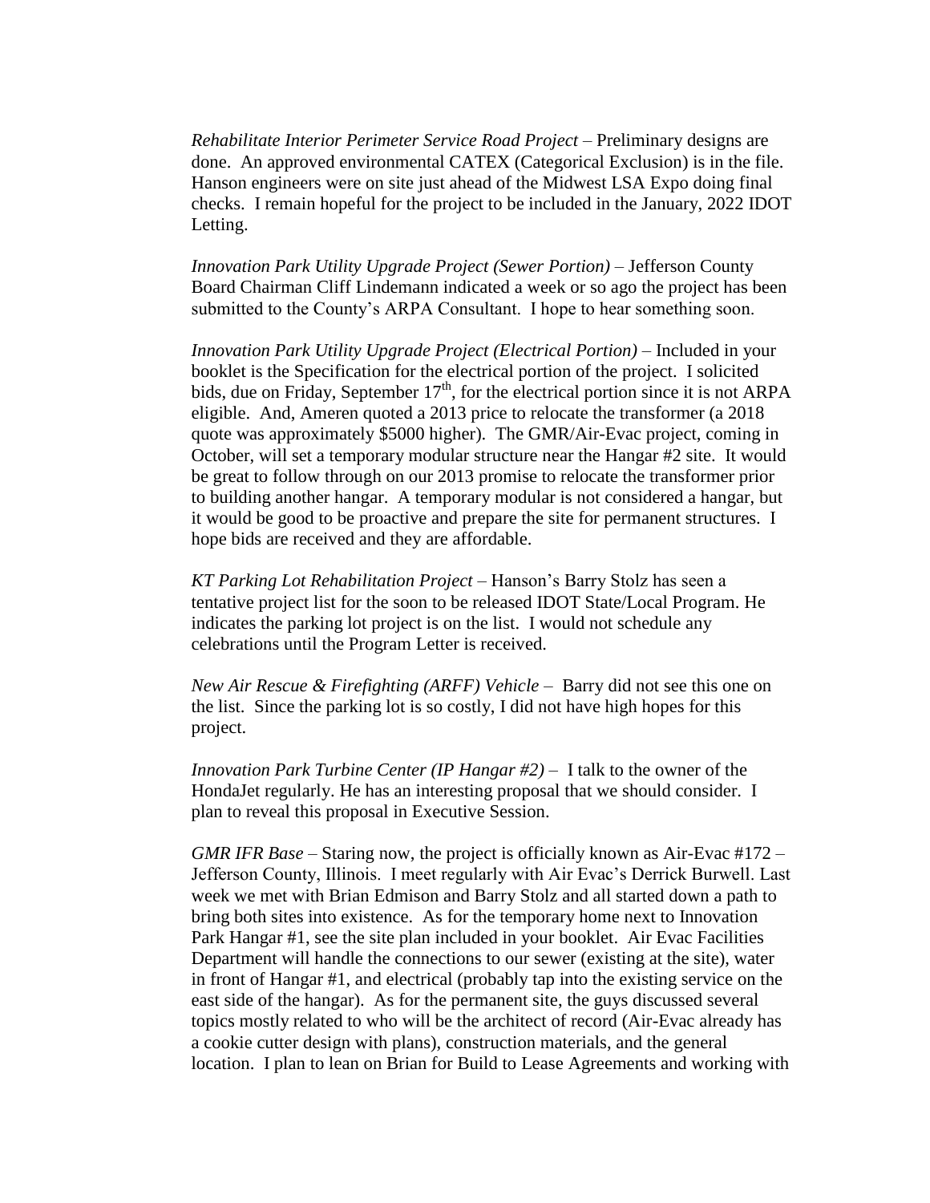*Rehabilitate Interior Perimeter Service Road Project* – Preliminary designs are done. An approved environmental CATEX (Categorical Exclusion) is in the file. Hanson engineers were on site just ahead of the Midwest LSA Expo doing final checks. I remain hopeful for the project to be included in the January, 2022 IDOT Letting.

*Innovation Park Utility Upgrade Project (Sewer Portion)* – Jefferson County Board Chairman Cliff Lindemann indicated a week or so ago the project has been submitted to the County's ARPA Consultant. I hope to hear something soon.

*Innovation Park Utility Upgrade Project (Electrical Portion)* – Included in your booklet is the Specification for the electrical portion of the project. I solicited bids, due on Friday, September 17th, for the electrical portion since it is not ARPA eligible. And, Ameren quoted a 2013 price to relocate the transformer (a 2018 quote was approximately $5000 higher). The GMR/Air-Evac project, coming in October, will set a temporary modular structure near the Hangar #2 site. It would be great to follow through on our 2013 promise to relocate the transformer prior to building another hangar. A temporary modular is not considered a hangar, but it would be good to be proactive and prepare the site for permanent structures. I hope bids are received and they are affordable.

*KT Parking Lot Rehabilitation Project* – Hanson's Barry Stolz has seen a tentative project list for the soon to be released IDOT State/Local Program. He indicates the parking lot project is on the list. I would not schedule any celebrations until the Program Letter is received.

*New Air Rescue & Firefighting (ARFF) Vehicle* – Barry did not see this one on the list. Since the parking lot is so costly, I did not have high hopes for this project.

*Innovation Park Turbine Center (IP Hangar #2)* – I talk to the owner of the HondaJet regularly. He has an interesting proposal that we should consider. I plan to reveal this proposal in Executive Session.

*GMR IFR Base* – Staring now, the project is officially known as Air-Evac #172 – Jefferson County, Illinois. I meet regularly with Air Evac's Derrick Burwell. Last week we met with Brian Edmison and Barry Stolz and all started down a path to bring both sites into existence. As for the temporary home next to Innovation Park Hangar #1, see the site plan included in your booklet. Air Evac Facilities Department will handle the connections to our sewer (existing at the site), water in front of Hangar #1, and electrical (probably tap into the existing service on the east side of the hangar). As for the permanent site, the guys discussed several topics mostly related to who will be the architect of record (Air-Evac already has a cookie cutter design with plans), construction materials, and the general location. I plan to lean on Brian for Build to Lease Agreements and working with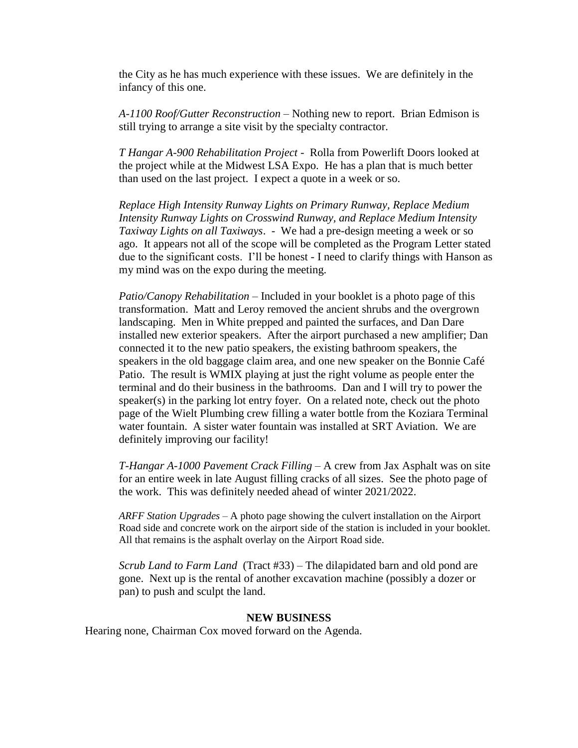the City as he has much experience with these issues. We are definitely in the infancy of this one.

*A-1100 Roof/Gutter Reconstruction* – Nothing new to report. Brian Edmison is still trying to arrange a site visit by the specialty contractor.

*T Hangar A-900 Rehabilitation Project* - Rolla from Powerlift Doors looked at the project while at the Midwest LSA Expo. He has a plan that is much better than used on the last project. I expect a quote in a week or so.

*Replace High Intensity Runway Lights on Primary Runway, Replace Medium Intensity Runway Lights on Crosswind Runway, and Replace Medium Intensity Taxiway Lights on all Taxiways*. - We had a pre-design meeting a week or so ago. It appears not all of the scope will be completed as the Program Letter stated due to the significant costs. I'll be honest - I need to clarify things with Hanson as my mind was on the expo during the meeting.

*Patio/Canopy Rehabilitation* – Included in your booklet is a photo page of this transformation. Matt and Leroy removed the ancient shrubs and the overgrown landscaping. Men in White prepped and painted the surfaces, and Dan Dare installed new exterior speakers. After the airport purchased a new amplifier; Dan connected it to the new patio speakers, the existing bathroom speakers, the speakers in the old baggage claim area, and one new speaker on the Bonnie Café Patio. The result is WMIX playing at just the right volume as people enter the terminal and do their business in the bathrooms. Dan and I will try to power the speaker(s) in the parking lot entry foyer. On a related note, check out the photo page of the Wielt Plumbing crew filling a water bottle from the Koziara Terminal water fountain. A sister water fountain was installed at SRT Aviation. We are definitely improving our facility!

*T-Hangar A-1000 Pavement Crack Filling* – A crew from Jax Asphalt was on site for an entire week in late August filling cracks of all sizes. See the photo page of the work. This was definitely needed ahead of winter 2021/2022.

*ARFF Station Upgrades* – A photo page showing the culvert installation on the Airport Road side and concrete work on the airport side of the station is included in your booklet. All that remains is the asphalt overlay on the Airport Road side.

*Scrub Land to Farm Land* (Tract #33) – The dilapidated barn and old pond are gone. Next up is the rental of another excavation machine (possibly a dozer or pan) to push and sculpt the land.

## NEW BUSINESS

Hearing none, Chairman Cox moved forward on the Agenda.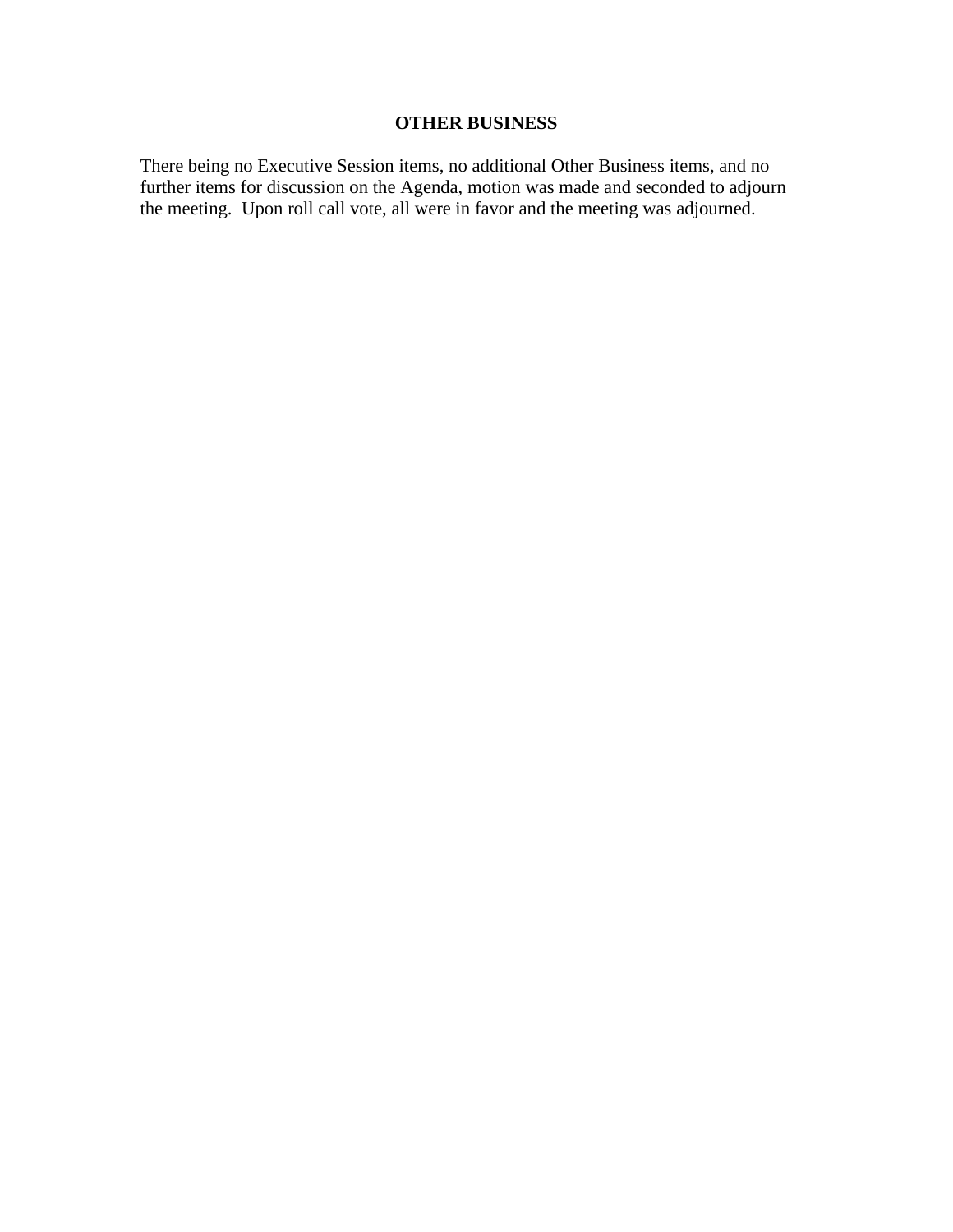## OTHER BUSINESS

There being no Executive Session items, no additional Other Business items, and no further items for discussion on the Agenda, motion was made and seconded to adjourn the meeting. Upon roll call vote, all were in favor and the meeting was adjourned.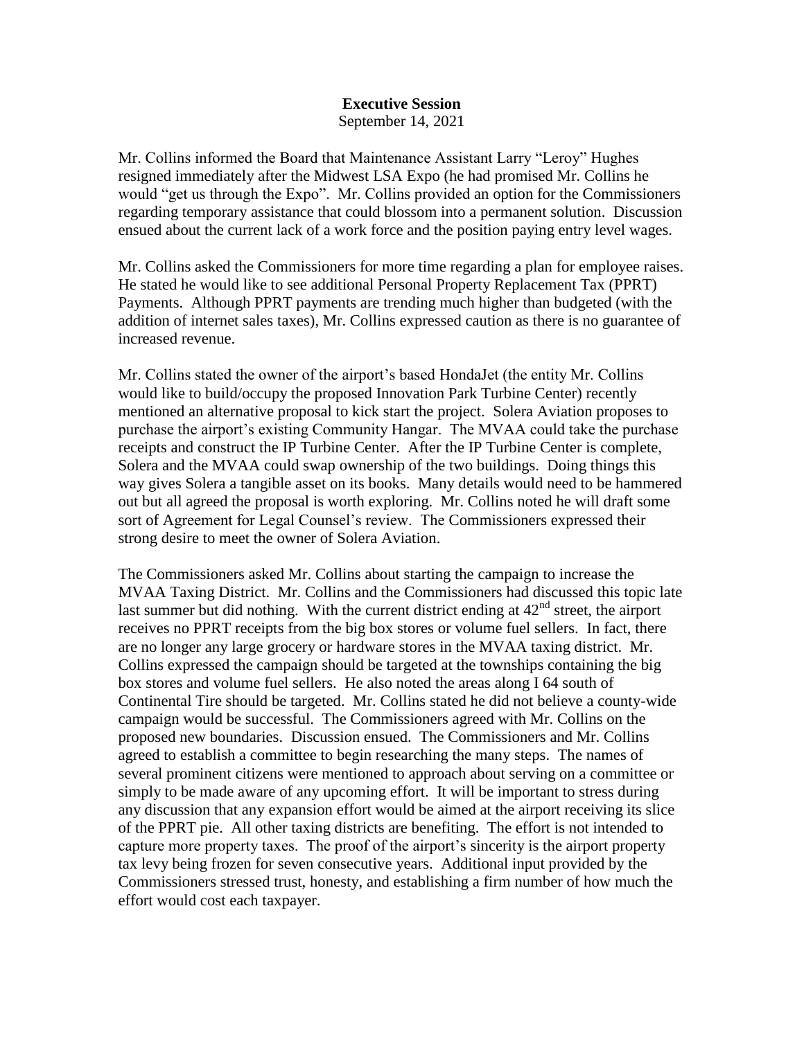**Executive Session**

September 14, 2021

Mr. Collins informed the Board that Maintenance Assistant Larry "Leroy" Hughes resigned immediately after the Midwest LSA Expo (he had promised Mr. Collins he would "get us through the Expo". Mr. Collins provided an option for the Commissioners regarding temporary assistance that could blossom into a permanent solution. Discussion ensued about the current lack of a work force and the position paying entry level wages.

Mr. Collins asked the Commissioners for more time regarding a plan for employee raises. He stated he would like to see additional Personal Property Replacement Tax (PPRT) Payments. Although PPRT payments are trending much higher than budgeted (with the addition of internet sales taxes), Mr. Collins expressed caution as there is no guarantee of increased revenue.

Mr. Collins stated the owner of the airport's based HondaJet (the entity Mr. Collins would like to build/occupy the proposed Innovation Park Turbine Center) recently mentioned an alternative proposal to kick start the project. Solera Aviation proposes to purchase the airport's existing Community Hangar. The MVAA could take the purchase receipts and construct the IP Turbine Center. After the IP Turbine Center is complete, Solera and the MVAA could swap ownership of the two buildings. Doing things this way gives Solera a tangible asset on its books. Many details would need to be hammered out but all agreed the proposal is worth exploring. Mr. Collins noted he will draft some sort of Agreement for Legal Counsel's review. The Commissioners expressed their strong desire to meet the owner of Solera Aviation.

The Commissioners asked Mr. Collins about starting the campaign to increase the MVAA Taxing District. Mr. Collins and the Commissioners had discussed this topic late last summer but did nothing. With the current district ending at 42nd street, the airport receives no PPRT receipts from the big box stores or volume fuel sellers. In fact, there are no longer any large grocery or hardware stores in the MVAA taxing district. Mr. Collins expressed the campaign should be targeted at the townships containing the big box stores and volume fuel sellers. He also noted the areas along I 64 south of Continental Tire should be targeted. Mr. Collins stated he did not believe a county-wide campaign would be successful. The Commissioners agreed with Mr. Collins on the proposed new boundaries. Discussion ensued. The Commissioners and Mr. Collins agreed to establish a committee to begin researching the many steps. The names of several prominent citizens were mentioned to approach about serving on a committee or simply to be made aware of any upcoming effort. It will be important to stress during any discussion that any expansion effort would be aimed at the airport receiving its slice of the PPRT pie. All other taxing districts are benefiting. The effort is not intended to capture more property taxes. The proof of the airport's sincerity is the airport property tax levy being frozen for seven consecutive years. Additional input provided by the Commissioners stressed trust, honesty, and establishing a firm number of how much the effort would cost each taxpayer.